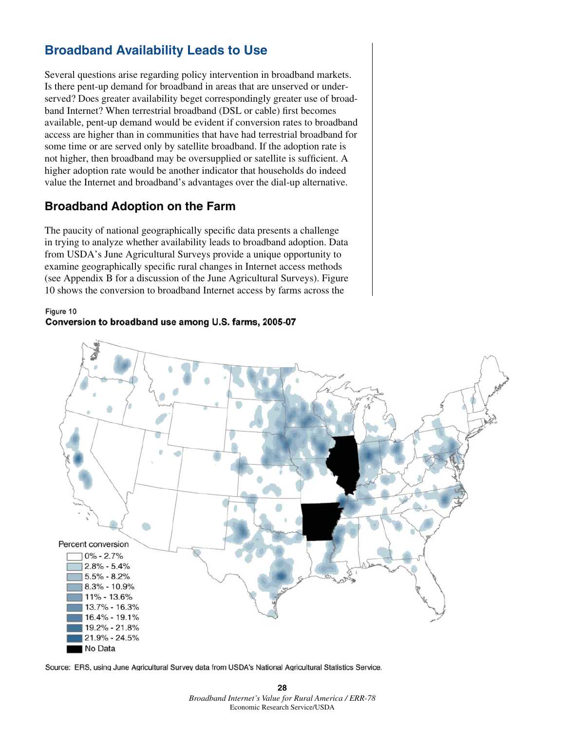## Broadband Availability Leads to Use

Several questions arise regarding policy intervention in broadband markets. Is there pent-up demand for broadband in areas that are unserved or underserved? Does greater availability beget correspondingly greater use of broadband Internet? When terrestrial broadband (DSL or cable) first becomes available, pent-up demand would be evident if conversion rates to broadband access are higher than in communities that have had terrestrial broadband for some time or are served only by satellite broadband. If the adoption rate is not higher, then broadband may be oversupplied or satellite is sufficient. A higher adoption rate would be another indicator that households do indeed value the Internet and broadband's advantages over the dial-up alternative.

### Broadband Adoption on the Farm

The paucity of national geographically specific data presents a challenge in trying to analyze whether availability leads to broadband adoption. Data from USDA's June Agricultural Surveys provide a unique opportunity to examine geographically specific rural changes in Internet access methods (see Appendix B for a discussion of the June Agricultural Surveys). Figure 10 shows the conversion to broadband Internet access by farms across the

Figure 10
**Conversion to broadband use among U.S. farms, 2005-07**

Percent conversion
- 0% - 2.7%
- 2.8% - 5.4%
- 5.5% - 8.2%
- 8.3% - 10.9%
- 11% - 13.6%
- 13.7% - 16.3%
- 16.4% - 19.1%
- 19.2% - 21.8%
- 21.9% - 24.5%
- No Data

Source: ERS, using June Agricultural Survey data from USDA's National Agricultural Statistics Service.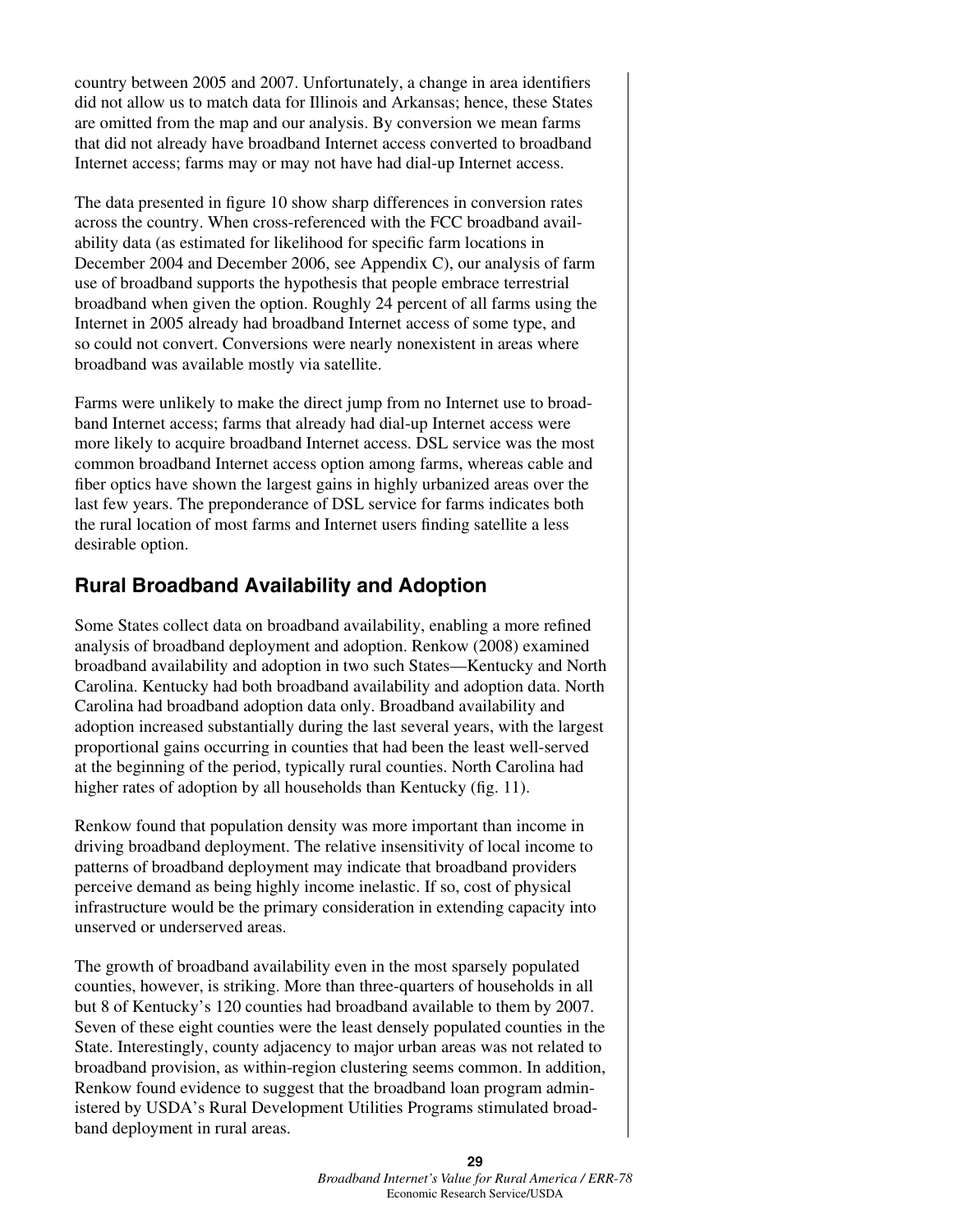country between 2005 and 2007. Unfortunately, a change in area identifiers did not allow us to match data for Illinois and Arkansas; hence, these States are omitted from the map and our analysis. By conversion we mean farms that did not already have broadband Internet access converted to broadband Internet access; farms may or may not have had dial-up Internet access.

The data presented in figure 10 show sharp differences in conversion rates across the country. When cross-referenced with the FCC broadband availability data (as estimated for likelihood for specific farm locations in December 2004 and December 2006, see Appendix C), our analysis of farm use of broadband supports the hypothesis that people embrace terrestrial broadband when given the option. Roughly 24 percent of all farms using the Internet in 2005 already had broadband Internet access of some type, and so could not convert. Conversions were nearly nonexistent in areas where broadband was available mostly via satellite.

Farms were unlikely to make the direct jump from no Internet use to broadband Internet access; farms that already had dial-up Internet access were more likely to acquire broadband Internet access. DSL service was the most common broadband Internet access option among farms, whereas cable and fiber optics have shown the largest gains in highly urbanized areas over the last few years. The preponderance of DSL service for farms indicates both the rural location of most farms and Internet users finding satellite a less desirable option.

## Rural Broadband Availability and Adoption

Some States collect data on broadband availability, enabling a more refined analysis of broadband deployment and adoption. Renkow (2008) examined broadband availability and adoption in two such States—Kentucky and North Carolina. Kentucky had both broadband availability and adoption data. North Carolina had broadband adoption data only. Broadband availability and adoption increased substantially during the last several years, with the largest proportional gains occurring in counties that had been the least well-served at the beginning of the period, typically rural counties. North Carolina had higher rates of adoption by all households than Kentucky (fig. 11).

Renkow found that population density was more important than income in driving broadband deployment. The relative insensitivity of local income to patterns of broadband deployment may indicate that broadband providers perceive demand as being highly income inelastic. If so, cost of physical infrastructure would be the primary consideration in extending capacity into unserved or underserved areas.

The growth of broadband availability even in the most sparsely populated counties, however, is striking. More than three-quarters of households in all but 8 of Kentucky's 120 counties had broadband available to them by 2007. Seven of these eight counties were the least densely populated counties in the State. Interestingly, county adjacency to major urban areas was not related to broadband provision, as within-region clustering seems common. In addition, Renkow found evidence to suggest that the broadband loan program administered by USDA's Rural Development Utilities Programs stimulated broadband deployment in rural areas.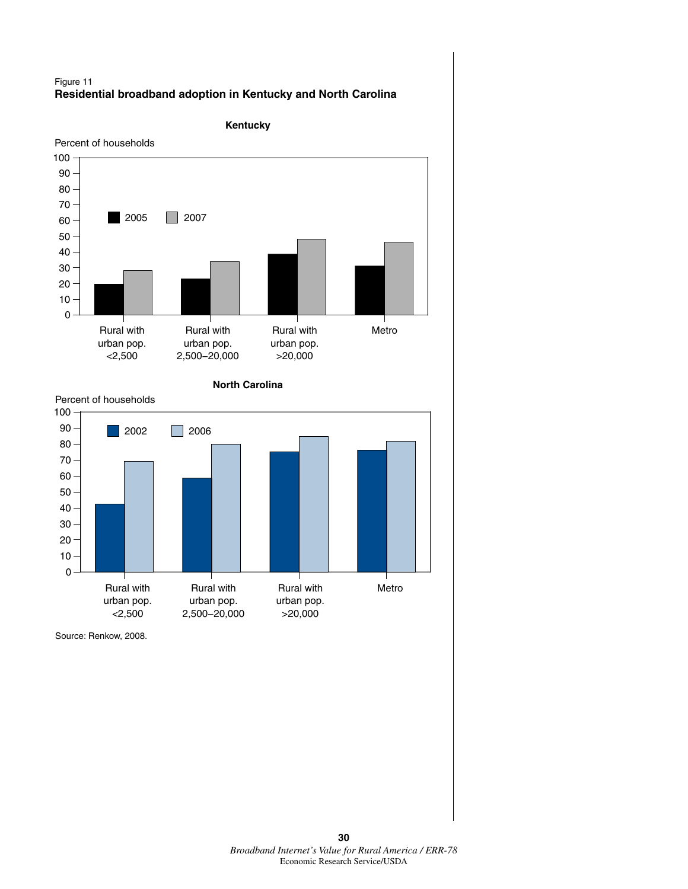Figure 11

**Residential broadband adoption in Kentucky and North Carolina**

**Kentucky**

Percent of households

100
90
80
70
60
50
40
30
20
10
0

2005
2007

Rural with urban pop. <2,500
Rural with urban pop. 2,500–20,000
Rural with urban pop. >20,000
Metro

**North Carolina**

Percent of households

100
90
80
70
60
50
40
30
20
10
0

2002
2006

Rural with urban pop. <2,500
Rural with urban pop. 2,500–20,000
Rural with urban pop. >20,000
Metro

Source: Renkow, 2008.